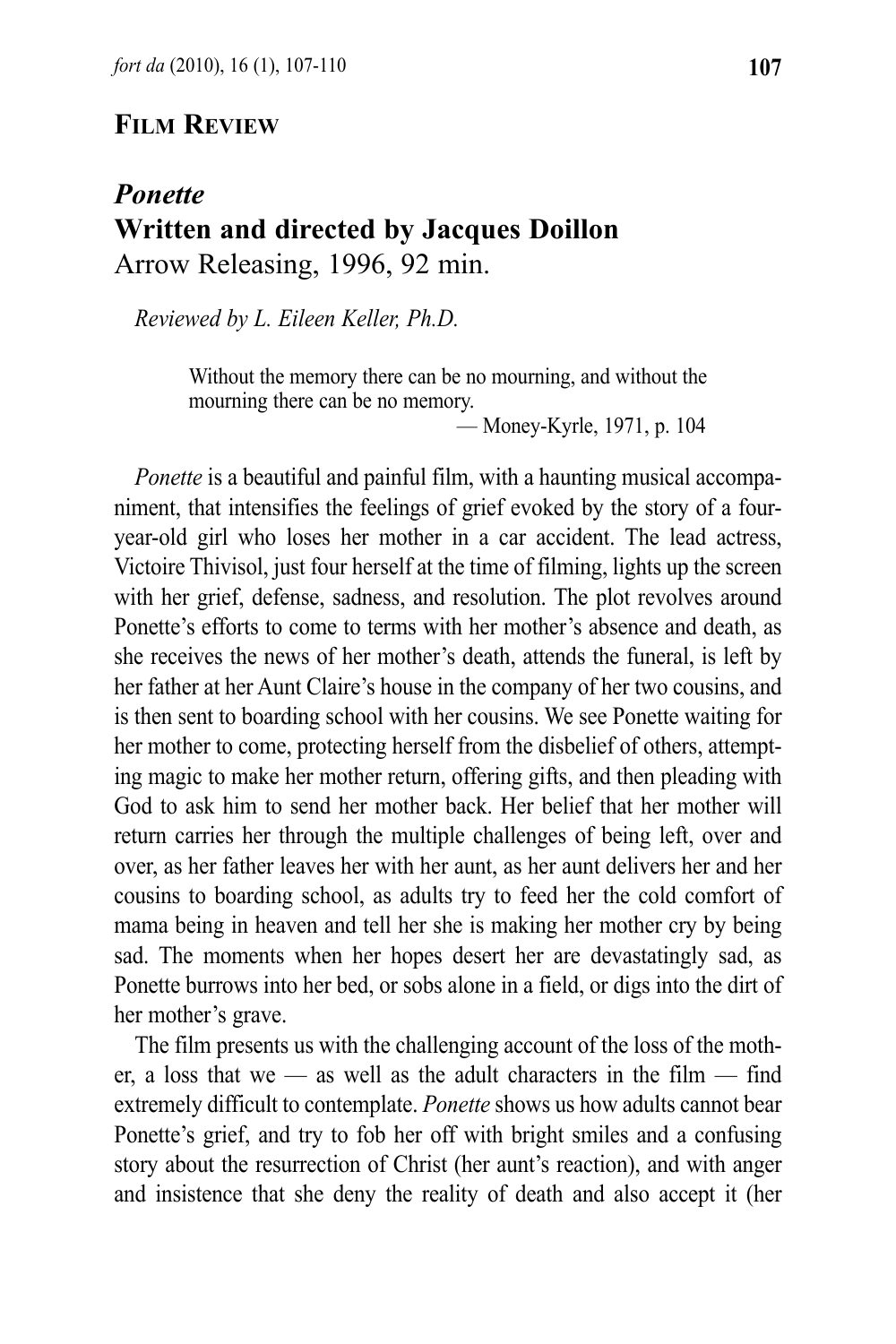## Film Review

# *Ponette*
# Written and directed by Jacques Doillon

Arrow Releasing, 1996, 92 min.

*Reviewed by L. Eileen Keller, Ph.D.*

> Without the memory there can be no mourning, and without the mourning there can be no memory.
>
> — Money-Kyrle, 1971, p. 104

*Ponette* is a beautiful and painful film, with a haunting musical accompaniment, that intensifies the feelings of grief evoked by the story of a four-year-old girl who loses her mother in a car accident. The lead actress, Victoire Thivisol, just four herself at the time of filming, lights up the screen with her grief, defense, sadness, and resolution. The plot revolves around Ponette's efforts to come to terms with her mother's absence and death, as she receives the news of her mother's death, attends the funeral, is left by her father at her Aunt Claire's house in the company of her two cousins, and is then sent to boarding school with her cousins. We see Ponette waiting for her mother to come, protecting herself from the disbelief of others, attempting magic to make her mother return, offering gifts, and then pleading with God to ask him to send her mother back. Her belief that her mother will return carries her through the multiple challenges of being left, over and over, as her father leaves her with her aunt, as her aunt delivers her and her cousins to boarding school, as adults try to feed her the cold comfort of mama being in heaven and tell her she is making her mother cry by being sad. The moments when her hopes desert her are devastatingly sad, as Ponette burrows into her bed, or sobs alone in a field, or digs into the dirt of her mother's grave.

The film presents us with the challenging account of the loss of the mother, a loss that we — as well as the adult characters in the film — find extremely difficult to contemplate. *Ponette* shows us how adults cannot bear Ponette's grief, and try to fob her off with bright smiles and a confusing story about the resurrection of Christ (her aunt's reaction), and with anger and insistence that she deny the reality of death and also accept it (her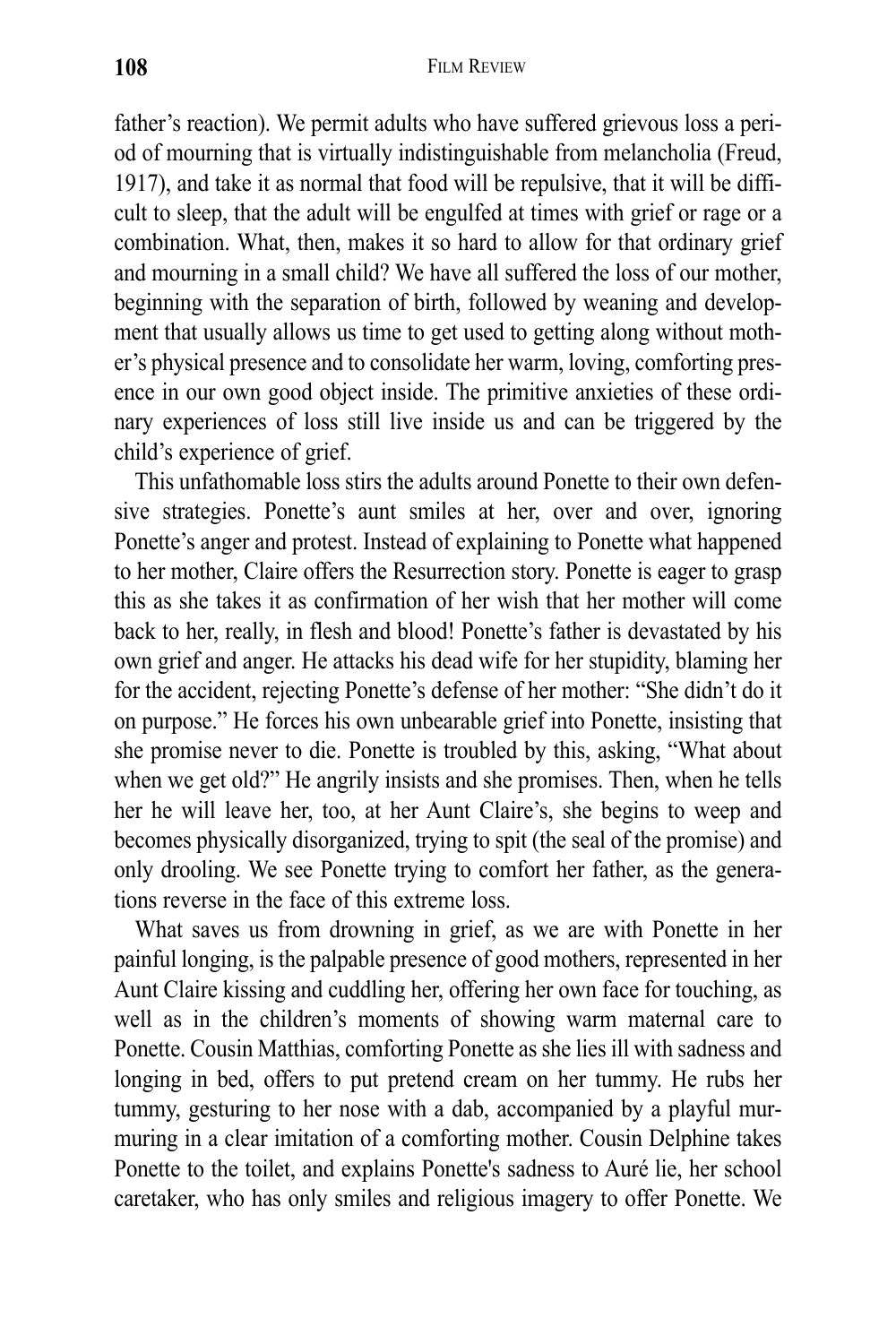father's reaction). We permit adults who have suffered grievous loss a period of mourning that is virtually indistinguishable from melancholia (Freud, 1917), and take it as normal that food will be repulsive, that it will be difficult to sleep, that the adult will be engulfed at times with grief or rage or a combination. What, then, makes it so hard to allow for that ordinary grief and mourning in a small child? We have all suffered the loss of our mother, beginning with the separation of birth, followed by weaning and development that usually allows us time to get used to getting along without mother's physical presence and to consolidate her warm, loving, comforting presence in our own good object inside. The primitive anxieties of these ordinary experiences of loss still live inside us and can be triggered by the child's experience of grief.

This unfathomable loss stirs the adults around Ponette to their own defensive strategies. Ponette's aunt smiles at her, over and over, ignoring Ponette's anger and protest. Instead of explaining to Ponette what happened to her mother, Claire offers the Resurrection story. Ponette is eager to grasp this as she takes it as confirmation of her wish that her mother will come back to her, really, in flesh and blood! Ponette's father is devastated by his own grief and anger. He attacks his dead wife for her stupidity, blaming her for the accident, rejecting Ponette's defense of her mother: "She didn't do it on purpose." He forces his own unbearable grief into Ponette, insisting that she promise never to die. Ponette is troubled by this, asking, "What about when we get old?" He angrily insists and she promises. Then, when he tells her he will leave her, too, at her Aunt Claire's, she begins to weep and becomes physically disorganized, trying to spit (the seal of the promise) and only drooling. We see Ponette trying to comfort her father, as the generations reverse in the face of this extreme loss.

What saves us from drowning in grief, as we are with Ponette in her painful longing, is the palpable presence of good mothers, represented in her Aunt Claire kissing and cuddling her, offering her own face for touching, as well as in the children's moments of showing warm maternal care to Ponette. Cousin Matthias, comforting Ponette as she lies ill with sadness and longing in bed, offers to put pretend cream on her tummy. He rubs her tummy, gesturing to her nose with a dab, accompanied by a playful murmuring in a clear imitation of a comforting mother. Cousin Delphine takes Ponette to the toilet, and explains Ponette's sadness to Auré lie, her school caretaker, who has only smiles and religious imagery to offer Ponette. We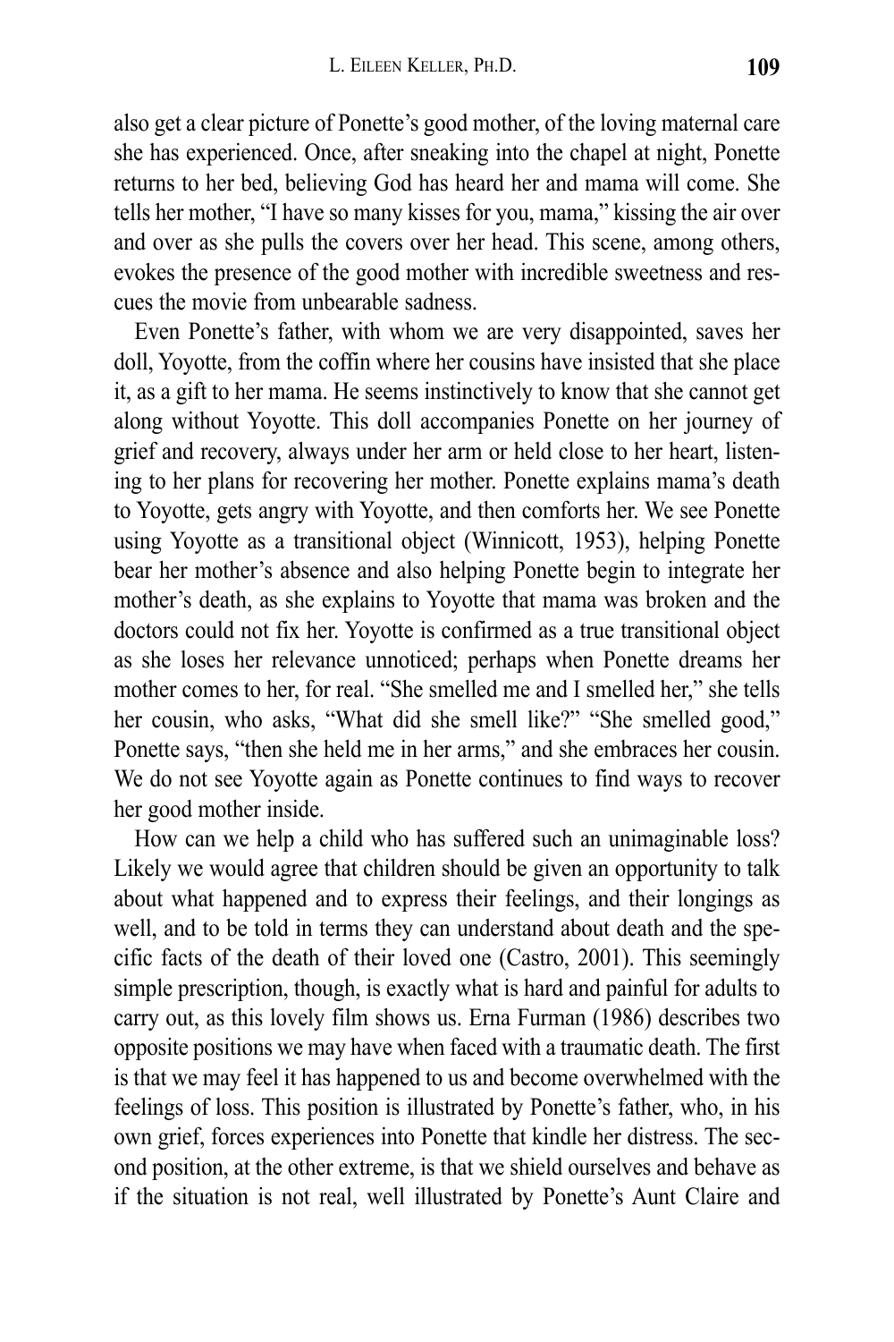also get a clear picture of Ponette's good mother, of the loving maternal care she has experienced. Once, after sneaking into the chapel at night, Ponette returns to her bed, believing God has heard her and mama will come. She tells her mother, "I have so many kisses for you, mama," kissing the air over and over as she pulls the covers over her head. This scene, among others, evokes the presence of the good mother with incredible sweetness and rescues the movie from unbearable sadness.

Even Ponette's father, with whom we are very disappointed, saves her doll, Yoyotte, from the coffin where her cousins have insisted that she place it, as a gift to her mama. He seems instinctively to know that she cannot get along without Yoyotte. This doll accompanies Ponette on her journey of grief and recovery, always under her arm or held close to her heart, listening to her plans for recovering her mother. Ponette explains mama's death to Yoyotte, gets angry with Yoyotte, and then comforts her. We see Ponette using Yoyotte as a transitional object (Winnicott, 1953), helping Ponette bear her mother's absence and also helping Ponette begin to integrate her mother's death, as she explains to Yoyotte that mama was broken and the doctors could not fix her. Yoyotte is confirmed as a true transitional object as she loses her relevance unnoticed; perhaps when Ponette dreams her mother comes to her, for real. "She smelled me and I smelled her," she tells her cousin, who asks, "What did she smell like?" "She smelled good," Ponette says, "then she held me in her arms," and she embraces her cousin. We do not see Yoyotte again as Ponette continues to find ways to recover her good mother inside.

How can we help a child who has suffered such an unimaginable loss? Likely we would agree that children should be given an opportunity to talk about what happened and to express their feelings, and their longings as well, and to be told in terms they can understand about death and the specific facts of the death of their loved one (Castro, 2001). This seemingly simple prescription, though, is exactly what is hard and painful for adults to carry out, as this lovely film shows us. Erna Furman (1986) describes two opposite positions we may have when faced with a traumatic death. The first is that we may feel it has happened to us and become overwhelmed with the feelings of loss. This position is illustrated by Ponette's father, who, in his own grief, forces experiences into Ponette that kindle her distress. The second position, at the other extreme, is that we shield ourselves and behave as if the situation is not real, well illustrated by Ponette's Aunt Claire and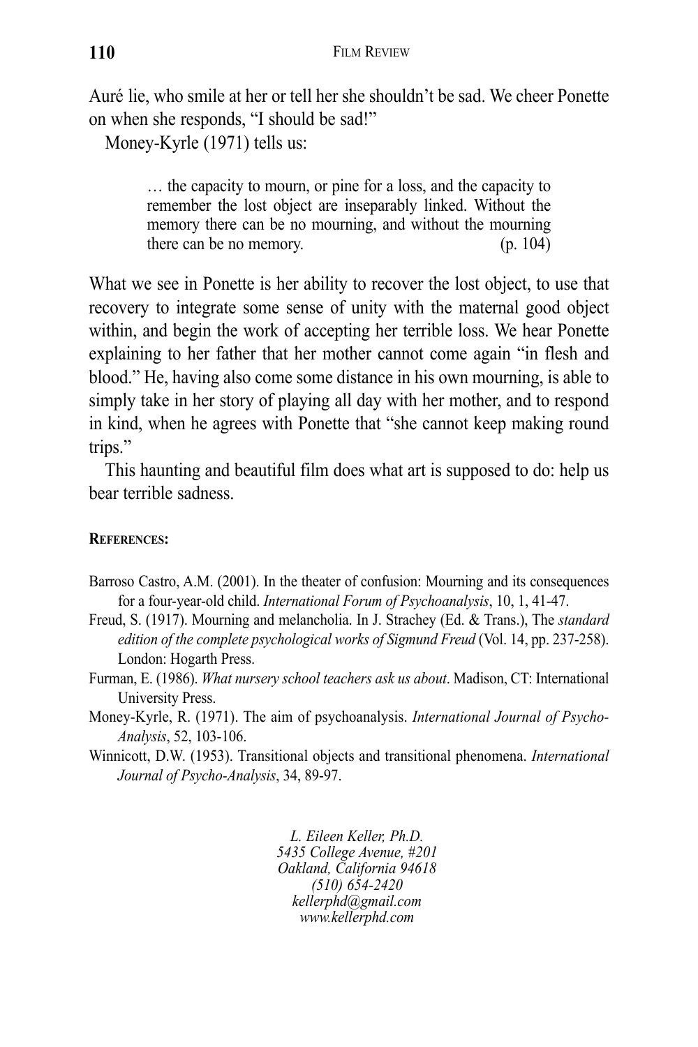Auré lie, who smile at her or tell her she shouldn't be sad. We cheer Ponette on when she responds, "I should be sad!"

Money-Kyrle (1971) tells us:

> … the capacity to mourn, or pine for a loss, and the capacity to remember the lost object are inseparably linked. Without the memory there can be no mourning, and without the mourning there can be no memory. (p. 104)

What we see in Ponette is her ability to recover the lost object, to use that recovery to integrate some sense of unity with the maternal good object within, and begin the work of accepting her terrible loss. We hear Ponette explaining to her father that her mother cannot come again "in flesh and blood." He, having also come some distance in his own mourning, is able to simply take in her story of playing all day with her mother, and to respond in kind, when he agrees with Ponette that "she cannot keep making round trips."

This haunting and beautiful film does what art is supposed to do: help us bear terrible sadness.

**References:**

Barroso Castro, A.M. (2001). In the theater of confusion: Mourning and its consequences for a four-year-old child. *International Forum of Psychoanalysis*, 10, 1, 41-47.

Freud, S. (1917). Mourning and melancholia. In J. Strachey (Ed. & Trans.), The *standard edition of the complete psychological works of Sigmund Freud* (Vol. 14, pp. 237-258). London: Hogarth Press.

Furman, E. (1986). *What nursery school teachers ask us about*. Madison, CT: International University Press.

Money-Kyrle, R. (1971). The aim of psychoanalysis. *International Journal of Psycho-Analysis*, 52, 103-106.

Winnicott, D.W. (1953). Transitional objects and transitional phenomena. *International Journal of Psycho-Analysis*, 34, 89-97.

*L. Eileen Keller, Ph.D.*
*5435 College Avenue, #201*
*Oakland, California 94618*
*(510) 654-2420*
*kellerphd@gmail.com*
*www.kellerphd.com*